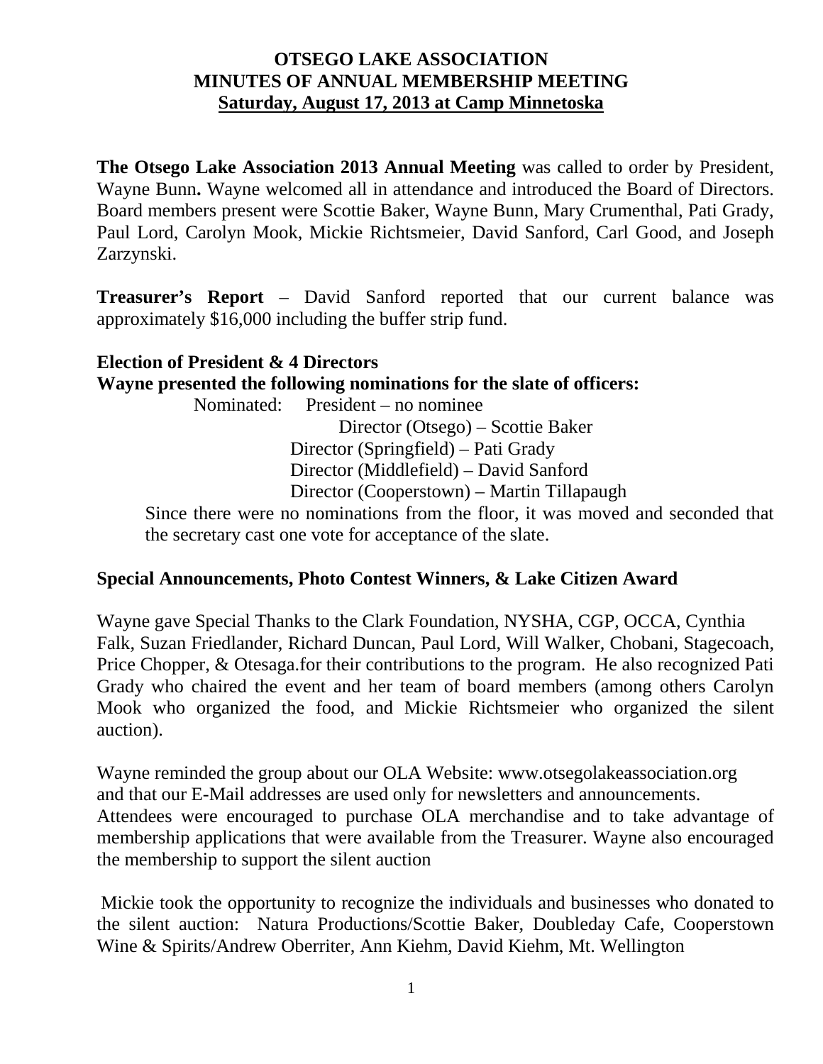# OTSEGO LAKE ASSOCIATION
## MINUTES OF ANNUAL MEMBERSHIP MEETING
### Saturday, August 17, 2013 at Camp Minnetoska

**The Otsego Lake Association 2013 Annual Meeting** was called to order by President, Wayne Bunn**.** Wayne welcomed all in attendance and introduced the Board of Directors. Board members present were Scottie Baker, Wayne Bunn, Mary Crumenthal, Pati Grady, Paul Lord, Carolyn Mook, Mickie Richtsmeier, David Sanford, Carl Good, and Joseph Zarzynski.

**Treasurer's Report** – David Sanford reported that our current balance was approximately $16,000 including the buffer strip fund.

**Election of President & 4 Directors**

**Wayne presented the following nominations for the slate of officers:**

Nominated: President – no nominee

Director (Otsego) – Scottie Baker

Director (Springfield) – Pati Grady

Director (Middlefield) – David Sanford

Director (Cooperstown) – Martin Tillapaugh

Since there were no nominations from the floor, it was moved and seconded that the secretary cast one vote for acceptance of the slate.

**Special Announcements, Photo Contest Winners, & Lake Citizen Award**

Wayne gave Special Thanks to the Clark Foundation, NYSHA, CGP, OCCA, Cynthia Falk, Suzan Friedlander, Richard Duncan, Paul Lord, Will Walker, Chobani, Stagecoach, Price Chopper, & Otesaga.for their contributions to the program. He also recognized Pati Grady who chaired the event and her team of board members (among others Carolyn Mook who organized the food, and Mickie Richtsmeier who organized the silent auction).

Wayne reminded the group about our OLA Website: www.otsegolakeassociation.org and that our E-Mail addresses are used only for newsletters and announcements. Attendees were encouraged to purchase OLA merchandise and to take advantage of membership applications that were available from the Treasurer. Wayne also encouraged the membership to support the silent auction

Mickie took the opportunity to recognize the individuals and businesses who donated to the silent auction: Natura Productions/Scottie Baker, Doubleday Cafe, Cooperstown Wine & Spirits/Andrew Oberriter, Ann Kiehm, David Kiehm, Mt. Wellington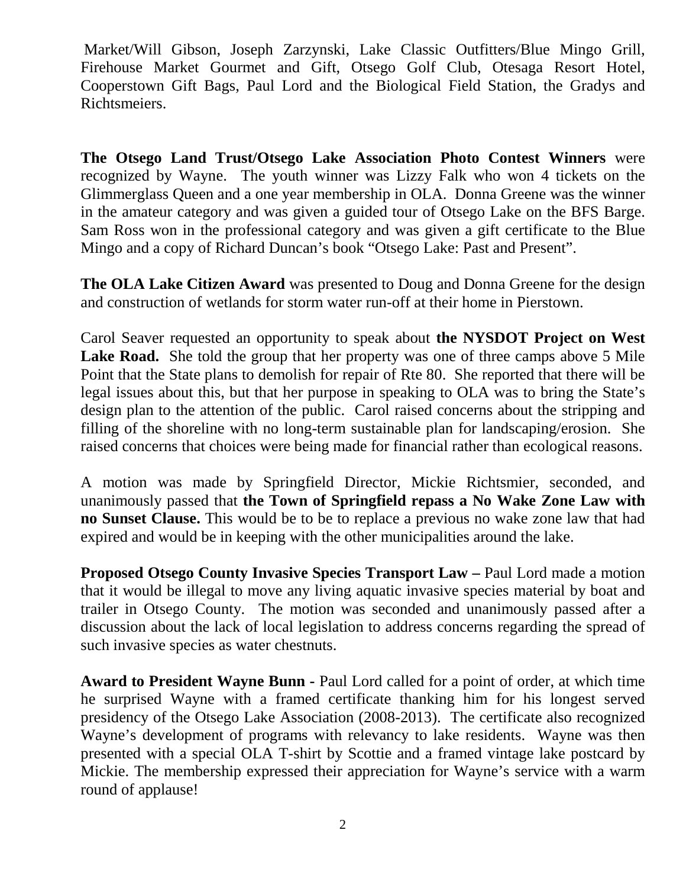Market/Will Gibson, Joseph Zarzynski, Lake Classic Outfitters/Blue Mingo Grill, Firehouse Market Gourmet and Gift, Otsego Golf Club, Otesaga Resort Hotel, Cooperstown Gift Bags, Paul Lord and the Biological Field Station, the Gradys and Richtsmeiers.

**The Otsego Land Trust/Otsego Lake Association Photo Contest Winners** were recognized by Wayne. The youth winner was Lizzy Falk who won 4 tickets on the Glimmerglass Queen and a one year membership in OLA. Donna Greene was the winner in the amateur category and was given a guided tour of Otsego Lake on the BFS Barge. Sam Ross won in the professional category and was given a gift certificate to the Blue Mingo and a copy of Richard Duncan's book "Otsego Lake: Past and Present".

**The OLA Lake Citizen Award** was presented to Doug and Donna Greene for the design and construction of wetlands for storm water run-off at their home in Pierstown.

Carol Seaver requested an opportunity to speak about **the NYSDOT Project on West Lake Road.** She told the group that her property was one of three camps above 5 Mile Point that the State plans to demolish for repair of Rte 80. She reported that there will be legal issues about this, but that her purpose in speaking to OLA was to bring the State's design plan to the attention of the public. Carol raised concerns about the stripping and filling of the shoreline with no long-term sustainable plan for landscaping/erosion. She raised concerns that choices were being made for financial rather than ecological reasons.

A motion was made by Springfield Director, Mickie Richtsmier, seconded, and unanimously passed that **the Town of Springfield repass a No Wake Zone Law with no Sunset Clause.** This would be to be to replace a previous no wake zone law that had expired and would be in keeping with the other municipalities around the lake.

**Proposed Otsego County Invasive Species Transport Law –** Paul Lord made a motion that it would be illegal to move any living aquatic invasive species material by boat and trailer in Otsego County. The motion was seconded and unanimously passed after a discussion about the lack of local legislation to address concerns regarding the spread of such invasive species as water chestnuts.

**Award to President Wayne Bunn -** Paul Lord called for a point of order, at which time he surprised Wayne with a framed certificate thanking him for his longest served presidency of the Otsego Lake Association (2008-2013). The certificate also recognized Wayne's development of programs with relevancy to lake residents. Wayne was then presented with a special OLA T-shirt by Scottie and a framed vintage lake postcard by Mickie. The membership expressed their appreciation for Wayne's service with a warm round of applause!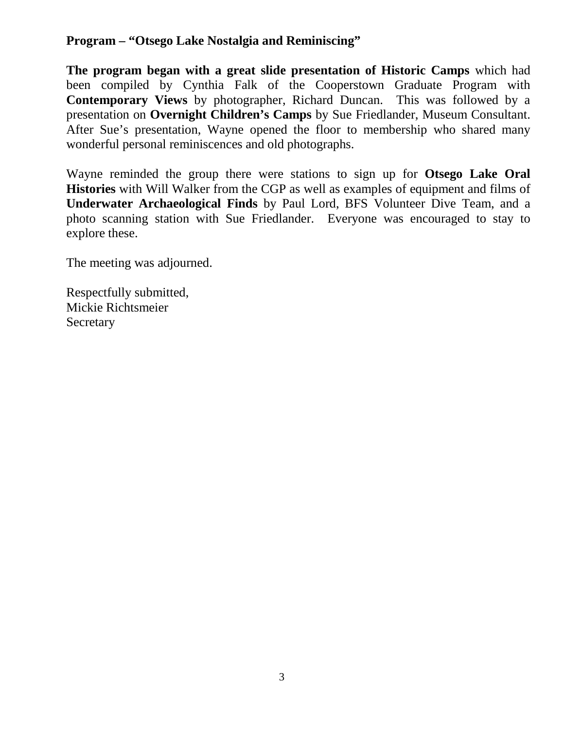**Program – "Otsego Lake Nostalgia and Reminiscing"**

**The program began with a great slide presentation of Historic Camps** which had been compiled by Cynthia Falk of the Cooperstown Graduate Program with **Contemporary Views** by photographer, Richard Duncan. This was followed by a presentation on **Overnight Children's Camps** by Sue Friedlander, Museum Consultant. After Sue's presentation, Wayne opened the floor to membership who shared many wonderful personal reminiscences and old photographs.

Wayne reminded the group there were stations to sign up for **Otsego Lake Oral Histories** with Will Walker from the CGP as well as examples of equipment and films of **Underwater Archaeological Finds** by Paul Lord, BFS Volunteer Dive Team, and a photo scanning station with Sue Friedlander. Everyone was encouraged to stay to explore these.

The meeting was adjourned.

Respectfully submitted,
Mickie Richtsmeier
Secretary